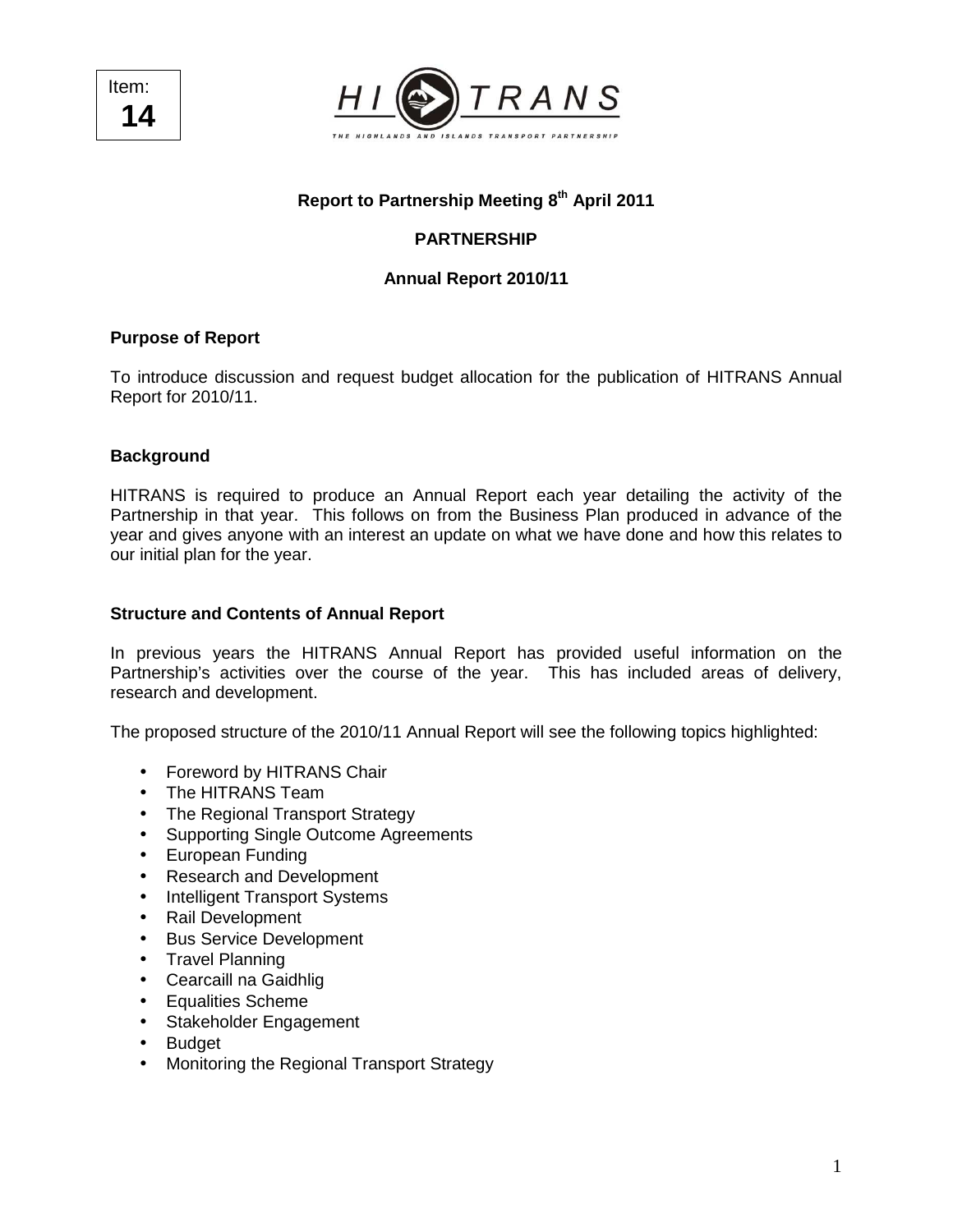Item: **14**

HITRANS – THE HIGHLANDS AND ISLANDS TRANSPORT PARTNERSHIP

**Report to Partnership Meeting 8th April 2011**

**PARTNERSHIP**

**Annual Report 2010/11**

**Purpose of Report**

To introduce discussion and request budget allocation for the publication of HITRANS Annual Report for 2010/11.

**Background**

HITRANS is required to produce an Annual Report each year detailing the activity of the Partnership in that year. This follows on from the Business Plan produced in advance of the year and gives anyone with an interest an update on what we have done and how this relates to our initial plan for the year.

**Structure and Contents of Annual Report**

In previous years the HITRANS Annual Report has provided useful information on the Partnership's activities over the course of the year. This has included areas of delivery, research and development.

The proposed structure of the 2010/11 Annual Report will see the following topics highlighted:

- Foreword by HITRANS Chair
- The HITRANS Team
- The Regional Transport Strategy
- Supporting Single Outcome Agreements
- European Funding
- Research and Development
- Intelligent Transport Systems
- Rail Development
- Bus Service Development
- Travel Planning
- Cearcaill na Gaidhlig
- Equalities Scheme
- Stakeholder Engagement
- Budget
- Monitoring the Regional Transport Strategy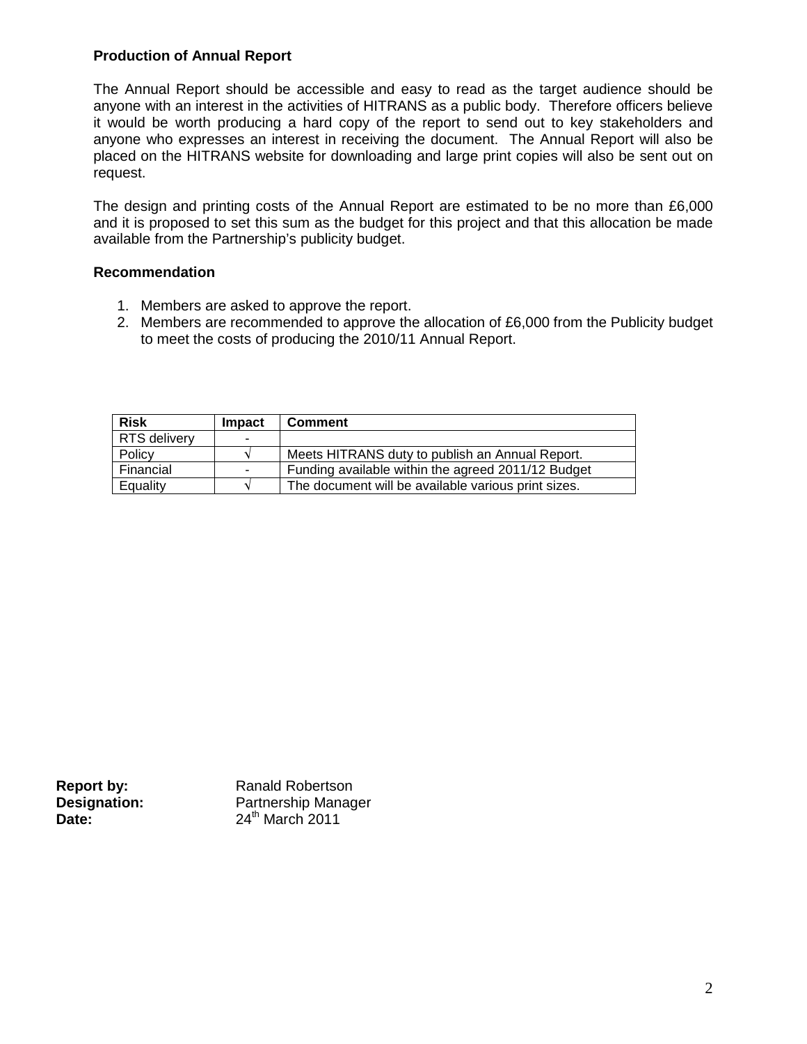**Production of Annual Report**

The Annual Report should be accessible and easy to read as the target audience should be anyone with an interest in the activities of HITRANS as a public body. Therefore officers believe it would be worth producing a hard copy of the report to send out to key stakeholders and anyone who expresses an interest in receiving the document. The Annual Report will also be placed on the HITRANS website for downloading and large print copies will also be sent out on request.

The design and printing costs of the Annual Report are estimated to be no more than £6,000 and it is proposed to set this sum as the budget for this project and that this allocation be made available from the Partnership's publicity budget.

**Recommendation**

1. Members are asked to approve the report.
2. Members are recommended to approve the allocation of £6,000 from the Publicity budget to meet the costs of producing the 2010/11 Annual Report.

| Risk | Impact | Comment |
|---|---|---|
| RTS delivery | - | |
| Policy | √ | Meets HITRANS duty to publish an Annual Report. |
| Financial | - | Funding available within the agreed 2011/12 Budget |
| Equality | √ | The document will be available various print sizes. |

**Report by:** Ranald Robertson
**Designation:** Partnership Manager
**Date:** 24th March 2011